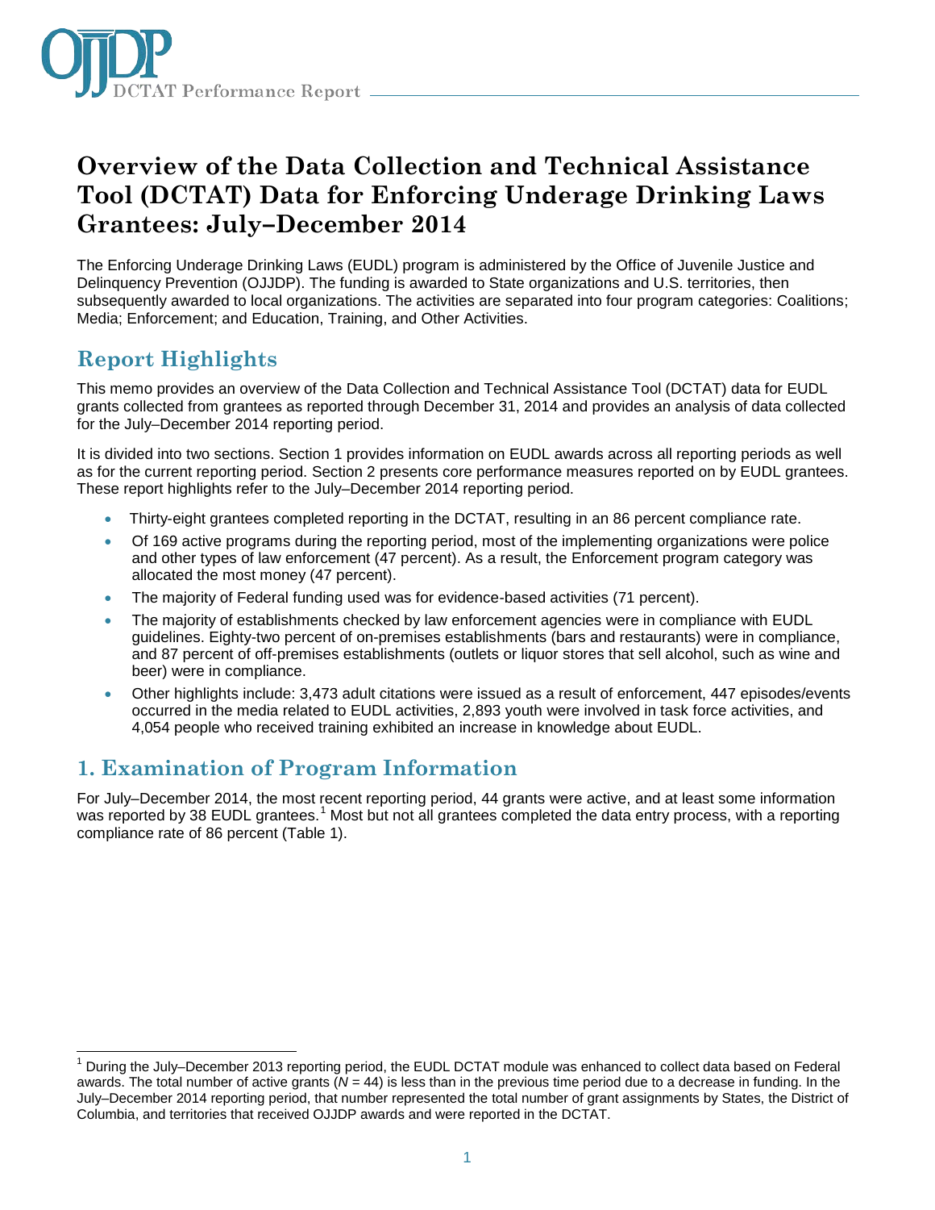# Overview of the Data Collection and Technical Assistance Tool (DCTAT) Data for Enforcing Underage Drinking Laws Grantees: July–December 2014

The Enforcing Underage Drinking Laws (EUDL) program is administered by the Office of Juvenile Justice and Delinquency Prevention (OJJDP). The funding is awarded to State organizations and U.S. territories, then subsequently awarded to local organizations. The activities are separated into four program categories: Coalitions; Media; Enforcement; and Education, Training, and Other Activities.

## Report Highlights

This memo provides an overview of the Data Collection and Technical Assistance Tool (DCTAT) data for EUDL grants collected from grantees as reported through December 31, 2014 and provides an analysis of data collected for the July–December 2014 reporting period.

It is divided into two sections. Section 1 provides information on EUDL awards across all reporting periods as well as for the current reporting period. Section 2 presents core performance measures reported on by EUDL grantees. These report highlights refer to the July–December 2014 reporting period.

- Thirty-eight grantees completed reporting in the DCTAT, resulting in an 86 percent compliance rate.
- Of 169 active programs during the reporting period, most of the implementing organizations were police and other types of law enforcement (47 percent). As a result, the Enforcement program category was allocated the most money (47 percent).
- The majority of Federal funding used was for evidence-based activities (71 percent).
- The majority of establishments checked by law enforcement agencies were in compliance with EUDL guidelines. Eighty-two percent of on-premises establishments (bars and restaurants) were in compliance, and 87 percent of off-premises establishments (outlets or liquor stores that sell alcohol, such as wine and beer) were in compliance.
- Other highlights include: 3,473 adult citations were issued as a result of enforcement, 447 episodes/events occurred in the media related to EUDL activities, 2,893 youth were involved in task force activities, and 4,054 people who received training exhibited an increase in knowledge about EUDL.

## 1. Examination of Program Information

For July–December 2014, the most recent reporting period, 44 grants were active, and at least some information was reported by 38 EUDL grantees.[1] Most but not all grantees completed the data entry process, with a reporting compliance rate of 86 percent (Table 1).

[1] During the July–December 2013 reporting period, the EUDL DCTAT module was enhanced to collect data based on Federal awards. The total number of active grants ($N$ = 44) is less than in the previous time period due to a decrease in funding. In the July–December 2014 reporting period, that number represented the total number of grant assignments by States, the District of Columbia, and territories that received OJJDP awards and were reported in the DCTAT.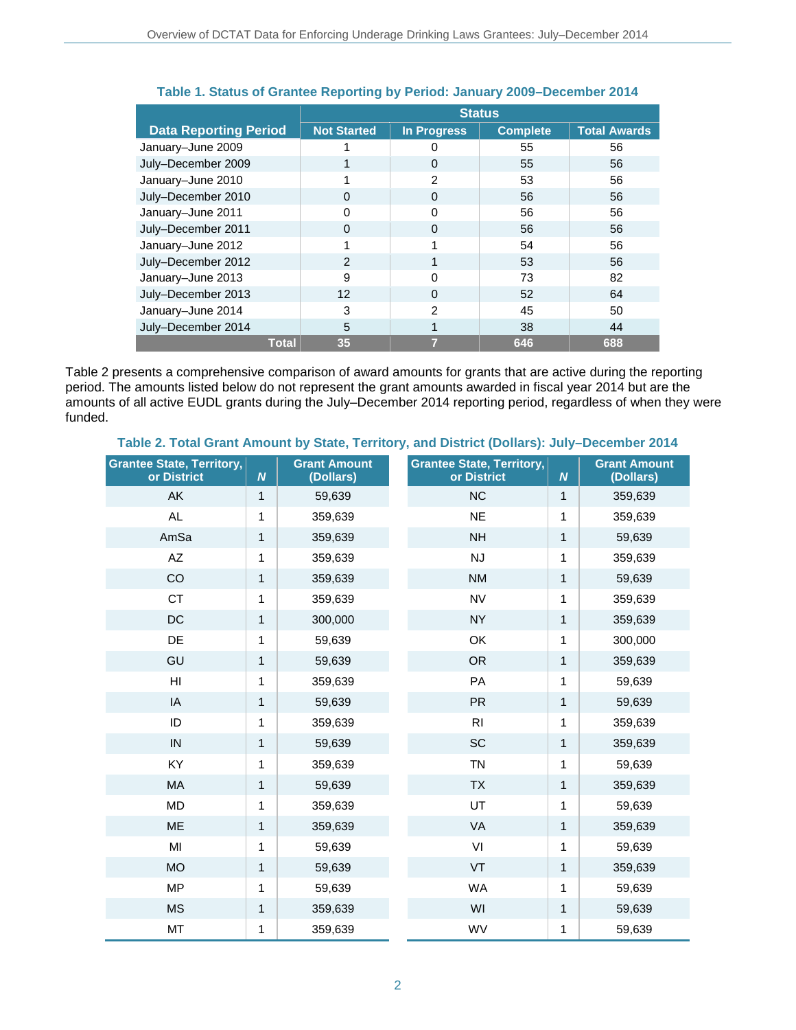**Table 1. Status of Grantee Reporting by Period: January 2009–December 2014**

| Data Reporting Period | Status | | | |
|---|---|---|---|---|
| | Not Started | In Progress | Complete | Total Awards |
| January–June 2009 | 1 | 0 | 55 | 56 |
| July–December 2009 | 1 | 0 | 55 | 56 |
| January–June 2010 | 1 | 2 | 53 | 56 |
| July–December 2010 | 0 | 0 | 56 | 56 |
| January–June 2011 | 0 | 0 | 56 | 56 |
| July–December 2011 | 0 | 0 | 56 | 56 |
| January–June 2012 | 1 | 1 | 54 | 56 |
| July–December 2012 | 2 | 1 | 53 | 56 |
| January–June 2013 | 9 | 0 | 73 | 82 |
| July–December 2013 | 12 | 0 | 52 | 64 |
| January–June 2014 | 3 | 2 | 45 | 50 |
| July–December 2014 | 5 | 1 | 38 | 44 |
| **Total** | **35** | **7** | **646** | **688** |

Table 2 presents a comprehensive comparison of award amounts for grants that are active during the reporting period. The amounts listed below do not represent the grant amounts awarded in fiscal year 2014 but are the amounts of all active EUDL grants during the July–December 2014 reporting period, regardless of when they were funded.

**Table 2. Total Grant Amount by State, Territory, and District (Dollars): July–December 2014**

| Grantee State, Territory, or District | *N* | Grant Amount (Dollars) |
|---|---|---|
| AK | 1 | 59,639 |
| AL | 1 | 359,639 |
| AmSa | 1 | 359,639 |
| AZ | 1 | 359,639 |
| CO | 1 | 359,639 |
| CT | 1 | 359,639 |
| DC | 1 | 300,000 |
| DE | 1 | 59,639 |
| GU | 1 | 59,639 |
| HI | 1 | 359,639 |
| IA | 1 | 59,639 |
| ID | 1 | 359,639 |
| IN | 1 | 59,639 |
| KY | 1 | 359,639 |
| MA | 1 | 59,639 |
| MD | 1 | 359,639 |
| ME | 1 | 359,639 |
| MI | 1 | 59,639 |
| MO | 1 | 59,639 |
| MP | 1 | 59,639 |
| MS | 1 | 359,639 |
| MT | 1 | 359,639 |
| NC | 1 | 359,639 |
| NE | 1 | 359,639 |
| NH | 1 | 59,639 |
| NJ | 1 | 359,639 |
| NM | 1 | 59,639 |
| NV | 1 | 359,639 |
| NY | 1 | 359,639 |
| OK | 1 | 300,000 |
| OR | 1 | 359,639 |
| PA | 1 | 59,639 |
| PR | 1 | 59,639 |
| RI | 1 | 359,639 |
| SC | 1 | 359,639 |
| TN | 1 | 59,639 |
| TX | 1 | 359,639 |
| UT | 1 | 59,639 |
| VA | 1 | 359,639 |
| VI | 1 | 59,639 |
| VT | 1 | 359,639 |
| WA | 1 | 59,639 |
| WI | 1 | 59,639 |
| WV | 1 | 59,639 |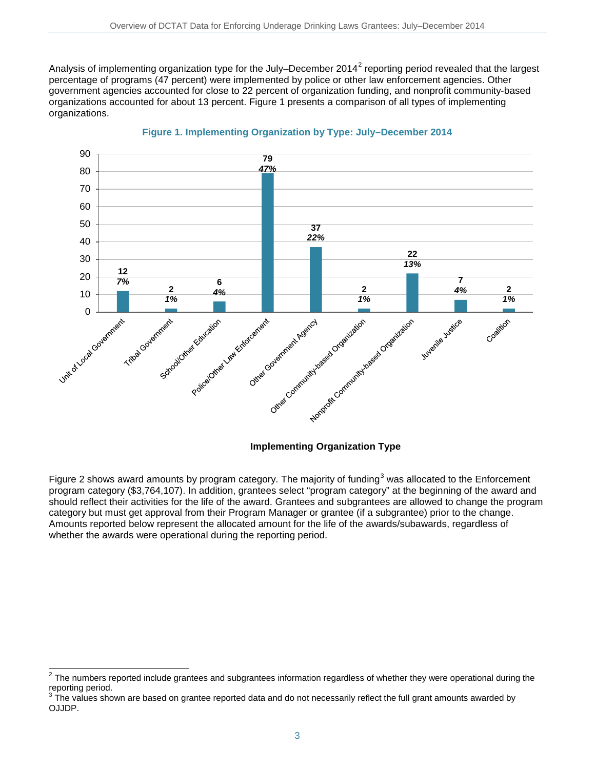Analysis of implementing organization type for the July–December 2014[2] reporting period revealed that the largest percentage of programs (47 percent) were implemented by police or other law enforcement agencies. Other government agencies accounted for close to 22 percent of organization funding, and nonprofit community-based organizations accounted for about 13 percent. Figure 1 presents a comparison of all types of implementing organizations.

**Figure 1. Implementing Organization by Type: July–December 2014**

| Implementing Organization Type | Number | Percent |
|---|---|---|
| Unit of Local Government | 12 | 7% |
| Tribal Government | 2 | 1% |
| School/Other Education | 6 | 4% |
| Police/Other Law Enforcement | 79 | 47% |
| Other Government Agency | 37 | 22% |
| Other Community-based Organization | 2 | 1% |
| Nonprofit Community-based Organization | 22 | 13% |
| Juvenile Justice | 7 | 4% |
| Coalition | 2 | 1% |

Figure 2 shows award amounts by program category. The majority of funding[3] was allocated to the Enforcement program category ($3,764,107). In addition, grantees select "program category" at the beginning of the award and should reflect their activities for the life of the award. Grantees and subgrantees are allowed to change the program category but must get approval from their Program Manager or grantee (if a subgrantee) prior to the change. Amounts reported below represent the allocated amount for the life of the awards/subawards, regardless of whether the awards were operational during the reporting period.

[2] The numbers reported include grantees and subgrantees information regardless of whether they were operational during the reporting period.

[3] The values shown are based on grantee reported data and do not necessarily reflect the full grant amounts awarded by OJJDP.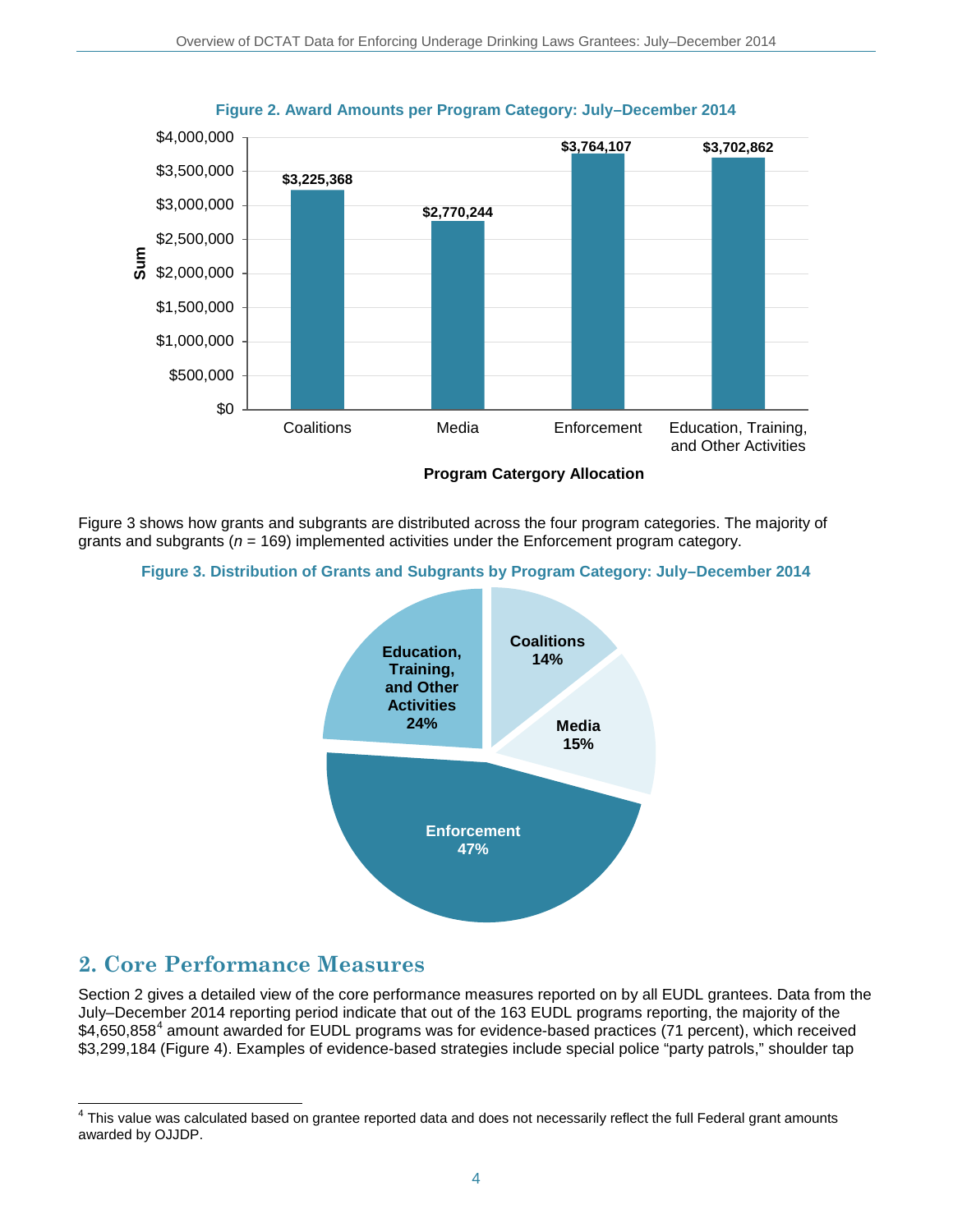**Figure 2. Award Amounts per Program Category: July–December 2014**

| Program Catergory Allocation | Sum |
|---|---|
| Coalitions | $3,225,368 |
| Media | $2,770,244 |
| Enforcement | $3,764,107 |
| Education, Training, and Other Activities | $3,702,862 |

Figure 3 shows how grants and subgrants are distributed across the four program categories. The majority of grants and subgrants (*n* = 169) implemented activities under the Enforcement program category.

**Figure 3. Distribution of Grants and Subgrants by Program Category: July–December 2014**

| Program Category | Percent |
|---|---|
| Coalitions | 14% |
| Media | 15% |
| Enforcement | 47% |
| Education, Training, and Other Activities | 24% |

## 2. Core Performance Measures

Section 2 gives a detailed view of the core performance measures reported on by all EUDL grantees. Data from the July–December 2014 reporting period indicate that out of the 163 EUDL programs reporting, the majority of the $4,650,858[4] amount awarded for EUDL programs was for evidence-based practices (71 percent), which received $3,299,184 (Figure 4). Examples of evidence-based strategies include special police "party patrols," shoulder tap

[4] This value was calculated based on grantee reported data and does not necessarily reflect the full Federal grant amounts awarded by OJJDP.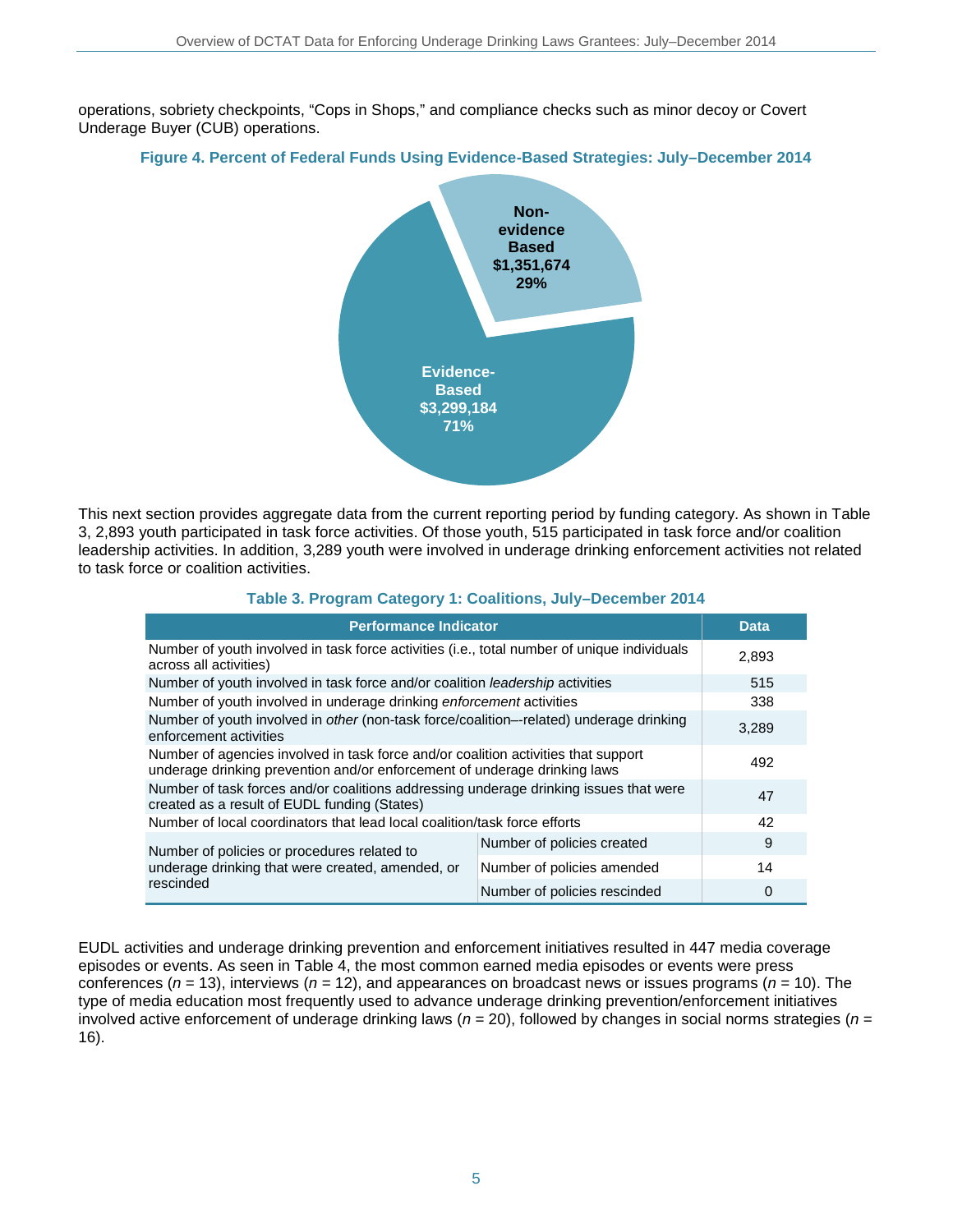operations, sobriety checkpoints, "Cops in Shops," and compliance checks such as minor decoy or Covert Underage Buyer (CUB) operations.

**Figure 4. Percent of Federal Funds Using Evidence-Based Strategies: July–December 2014**

Non-evidence Based $1,351,674 29%

Evidence-Based $3,299,184 71%

This next section provides aggregate data from the current reporting period by funding category. As shown in Table 3, 2,893 youth participated in task force activities. Of those youth, 515 participated in task force and/or coalition leadership activities. In addition, 3,289 youth were involved in underage drinking enforcement activities not related to task force or coalition activities.

**Table 3. Program Category 1: Coalitions, July–December 2014**

| Performance Indicator | | Data |
|---|---|---|
| Number of youth involved in task force activities (i.e., total number of unique individuals across all activities) | | 2,893 |
| Number of youth involved in task force and/or coalition *leadership* activities | | 515 |
| Number of youth involved in underage drinking *enforcement* activities | | 338 |
| Number of youth involved in *other* (non-task force/coalition–-related) underage drinking enforcement activities | | 3,289 |
| Number of agencies involved in task force and/or coalition activities that support underage drinking prevention and/or enforcement of underage drinking laws | | 492 |
| Number of task forces and/or coalitions addressing underage drinking issues that were created as a result of EUDL funding (States) | | 47 |
| Number of local coordinators that lead local coalition/task force efforts | | 42 |
| Number of policies or procedures related to underage drinking that were created, amended, or rescinded | Number of policies created | 9 |
| | Number of policies amended | 14 |
| | Number of policies rescinded | 0 |

EUDL activities and underage drinking prevention and enforcement initiatives resulted in 447 media coverage episodes or events. As seen in Table 4, the most common earned media episodes or events were press conferences ($n$ = 13), interviews ($n$ = 12), and appearances on broadcast news or issues programs ($n$ = 10). The type of media education most frequently used to advance underage drinking prevention/enforcement initiatives involved active enforcement of underage drinking laws ($n$ = 20), followed by changes in social norms strategies ($n$ = 16).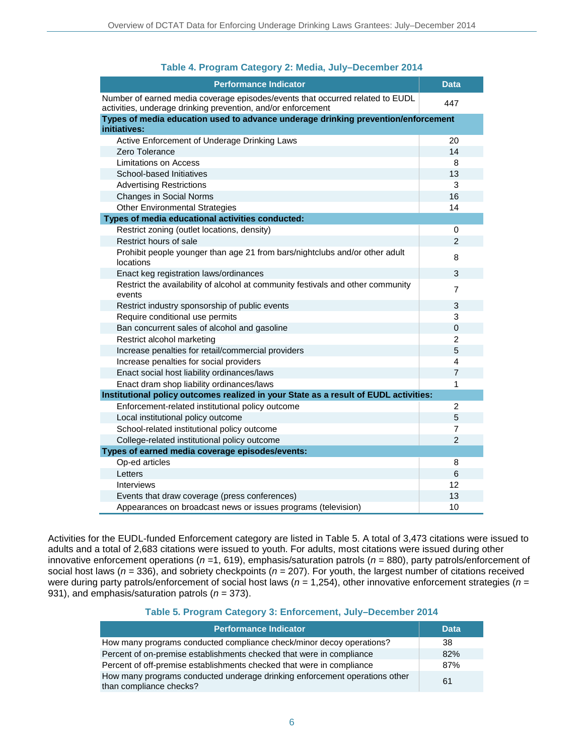**Table 4. Program Category 2: Media, July–December 2014**

| Performance Indicator | Data |
|---|---|
| Number of earned media coverage episodes/events that occurred related to EUDL activities, underage drinking prevention, and/or enforcement | 447 |
| **Types of media education used to advance underage drinking prevention/enforcement initiatives:** | |
| Active Enforcement of Underage Drinking Laws | 20 |
| Zero Tolerance | 14 |
| Limitations on Access | 8 |
| School-based Initiatives | 13 |
| Advertising Restrictions | 3 |
| Changes in Social Norms | 16 |
| Other Environmental Strategies | 14 |
| **Types of media educational activities conducted:** | |
| Restrict zoning (outlet locations, density) | 0 |
| Restrict hours of sale | 2 |
| Prohibit people younger than age 21 from bars/nightclubs and/or other adult locations | 8 |
| Enact keg registration laws/ordinances | 3 |
| Restrict the availability of alcohol at community festivals and other community events | 7 |
| Restrict industry sponsorship of public events | 3 |
| Require conditional use permits | 3 |
| Ban concurrent sales of alcohol and gasoline | 0 |
| Restrict alcohol marketing | 2 |
| Increase penalties for retail/commercial providers | 5 |
| Increase penalties for social providers | 4 |
| Enact social host liability ordinances/laws | 7 |
| Enact dram shop liability ordinances/laws | 1 |
| **Institutional policy outcomes realized in your State as a result of EUDL activities:** | |
| Enforcement-related institutional policy outcome | 2 |
| Local institutional policy outcome | 5 |
| School-related institutional policy outcome | 7 |
| College-related institutional policy outcome | 2 |
| **Types of earned media coverage episodes/events:** | |
| Op-ed articles | 8 |
| Letters | 6 |
| Interviews | 12 |
| Events that draw coverage (press conferences) | 13 |
| Appearances on broadcast news or issues programs (television) | 10 |

Activities for the EUDL-funded Enforcement category are listed in Table 5. A total of 3,473 citations were issued to adults and a total of 2,683 citations were issued to youth. For adults, most citations were issued during other innovative enforcement operations (*n* =1, 619), emphasis/saturation patrols (*n* = 880), party patrols/enforcement of social host laws (*n* = 336), and sobriety checkpoints (*n* = 207). For youth, the largest number of citations received were during party patrols/enforcement of social host laws (*n* = 1,254), other innovative enforcement strategies (*n* = 931), and emphasis/saturation patrols (*n* = 373).

**Table 5. Program Category 3: Enforcement, July–December 2014**

| Performance Indicator | Data |
|---|---|
| How many programs conducted compliance check/minor decoy operations? | 38 |
| Percent of on-premise establishments checked that were in compliance | 82% |
| Percent of off-premise establishments checked that were in compliance | 87% |
| How many programs conducted underage drinking enforcement operations other than compliance checks? | 61 |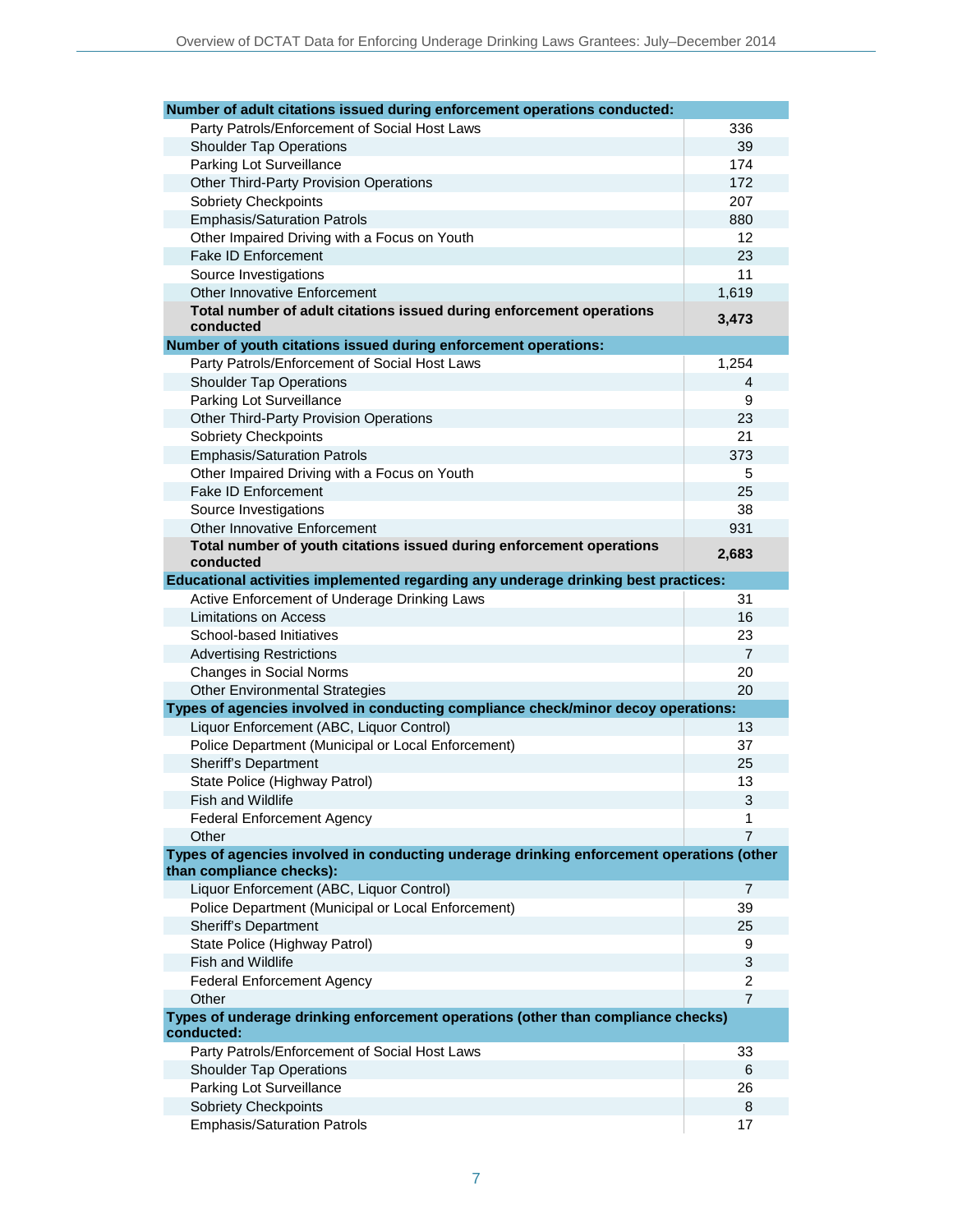| | |
|---|---|
| **Number of adult citations issued during enforcement operations conducted:** | |
| Party Patrols/Enforcement of Social Host Laws | 336 |
| Shoulder Tap Operations | 39 |
| Parking Lot Surveillance | 174 |
| Other Third-Party Provision Operations | 172 |
| Sobriety Checkpoints | 207 |
| Emphasis/Saturation Patrols | 880 |
| Other Impaired Driving with a Focus on Youth | 12 |
| Fake ID Enforcement | 23 |
| Source Investigations | 11 |
| Other Innovative Enforcement | 1,619 |
| **Total number of adult citations issued during enforcement operations conducted** | **3,473** |
| **Number of youth citations issued during enforcement operations:** | |
| Party Patrols/Enforcement of Social Host Laws | 1,254 |
| Shoulder Tap Operations | 4 |
| Parking Lot Surveillance | 9 |
| Other Third-Party Provision Operations | 23 |
| Sobriety Checkpoints | 21 |
| Emphasis/Saturation Patrols | 373 |
| Other Impaired Driving with a Focus on Youth | 5 |
| Fake ID Enforcement | 25 |
| Source Investigations | 38 |
| Other Innovative Enforcement | 931 |
| **Total number of youth citations issued during enforcement operations conducted** | **2,683** |
| **Educational activities implemented regarding any underage drinking best practices:** | |
| Active Enforcement of Underage Drinking Laws | 31 |
| Limitations on Access | 16 |
| School-based Initiatives | 23 |
| Advertising Restrictions | 7 |
| Changes in Social Norms | 20 |
| Other Environmental Strategies | 20 |
| **Types of agencies involved in conducting compliance check/minor decoy operations:** | |
| Liquor Enforcement (ABC, Liquor Control) | 13 |
| Police Department (Municipal or Local Enforcement) | 37 |
| Sheriff's Department | 25 |
| State Police (Highway Patrol) | 13 |
| Fish and Wildlife | 3 |
| Federal Enforcement Agency | 1 |
| Other | 7 |
| **Types of agencies involved in conducting underage drinking enforcement operations (other than compliance checks):** | |
| Liquor Enforcement (ABC, Liquor Control) | 7 |
| Police Department (Municipal or Local Enforcement) | 39 |
| Sheriff's Department | 25 |
| State Police (Highway Patrol) | 9 |
| Fish and Wildlife | 3 |
| Federal Enforcement Agency | 2 |
| Other | 7 |
| **Types of underage drinking enforcement operations (other than compliance checks) conducted:** | |
| Party Patrols/Enforcement of Social Host Laws | 33 |
| Shoulder Tap Operations | 6 |
| Parking Lot Surveillance | 26 |
| Sobriety Checkpoints | 8 |
| Emphasis/Saturation Patrols | 17 |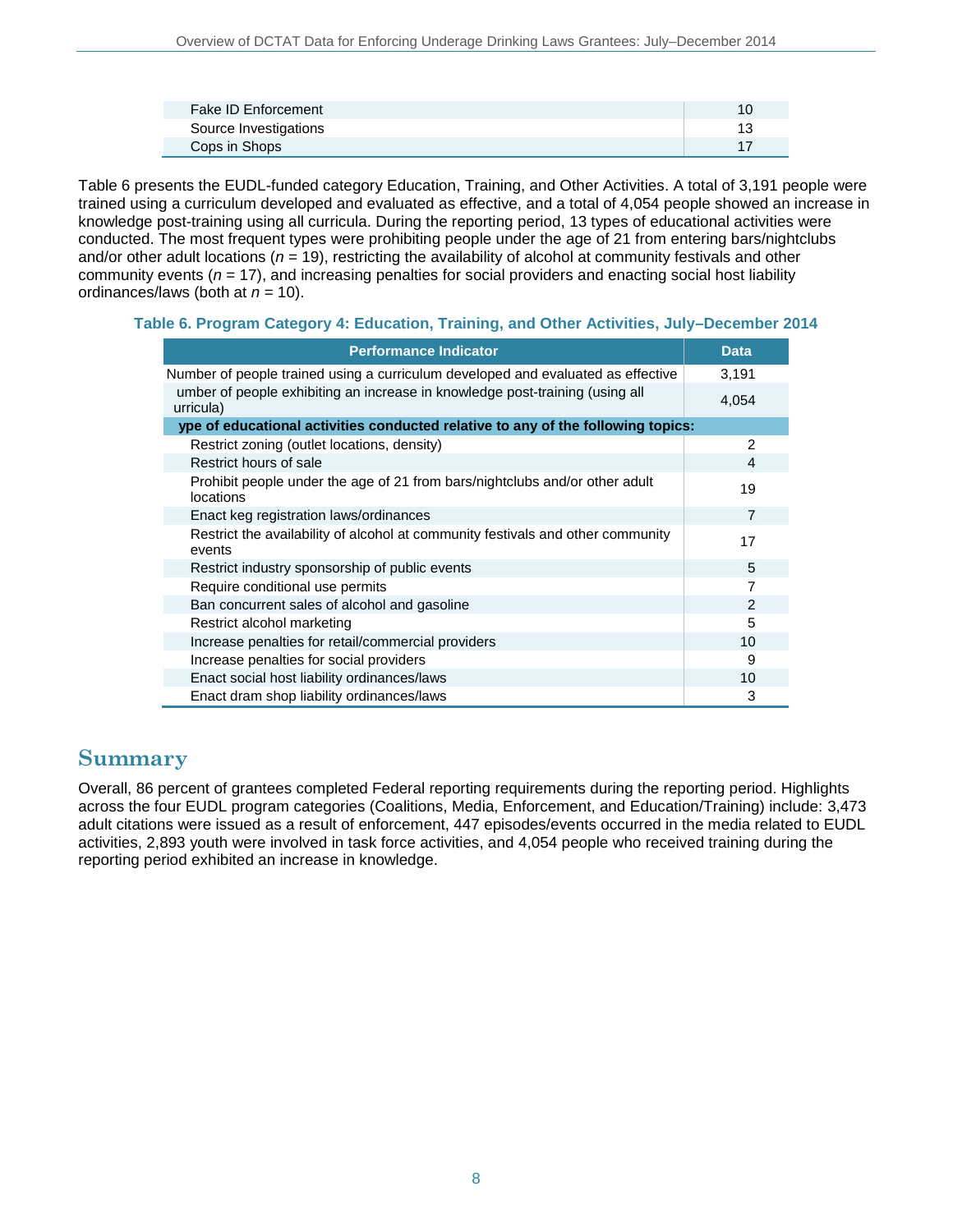| | |
|---|---|
| Fake ID Enforcement | 10 |
| Source Investigations | 13 |
| Cops in Shops | 17 |

Table 6 presents the EUDL-funded category Education, Training, and Other Activities. A total of 3,191 people were trained using a curriculum developed and evaluated as effective, and a total of 4,054 people showed an increase in knowledge post-training using all curricula. During the reporting period, 13 types of educational activities were conducted. The most frequent types were prohibiting people under the age of 21 from entering bars/nightclubs and/or other adult locations ($n$ = 19), restricting the availability of alcohol at community festivals and other community events ($n$ = 17), and increasing penalties for social providers and enacting social host liability ordinances/laws (both at $n$ = 10).

**Table 6. Program Category 4: Education, Training, and Other Activities, July–December 2014**

| Performance Indicator | Data |
|---|---|
| Number of people trained using a curriculum developed and evaluated as effective | 3,191 |
| umber of people exhibiting an increase in knowledge post-training (using all urricula) | 4,054 |
| **ype of educational activities conducted relative to any of the following topics:** | |
| Restrict zoning (outlet locations, density) | 2 |
| Restrict hours of sale | 4 |
| Prohibit people under the age of 21 from bars/nightclubs and/or other adult locations | 19 |
| Enact keg registration laws/ordinances | 7 |
| Restrict the availability of alcohol at community festivals and other community events | 17 |
| Restrict industry sponsorship of public events | 5 |
| Require conditional use permits | 7 |
| Ban concurrent sales of alcohol and gasoline | 2 |
| Restrict alcohol marketing | 5 |
| Increase penalties for retail/commercial providers | 10 |
| Increase penalties for social providers | 9 |
| Enact social host liability ordinances/laws | 10 |
| Enact dram shop liability ordinances/laws | 3 |

## Summary

Overall, 86 percent of grantees completed Federal reporting requirements during the reporting period. Highlights across the four EUDL program categories (Coalitions, Media, Enforcement, and Education/Training) include: 3,473 adult citations were issued as a result of enforcement, 447 episodes/events occurred in the media related to EUDL activities, 2,893 youth were involved in task force activities, and 4,054 people who received training during the reporting period exhibited an increase in knowledge.